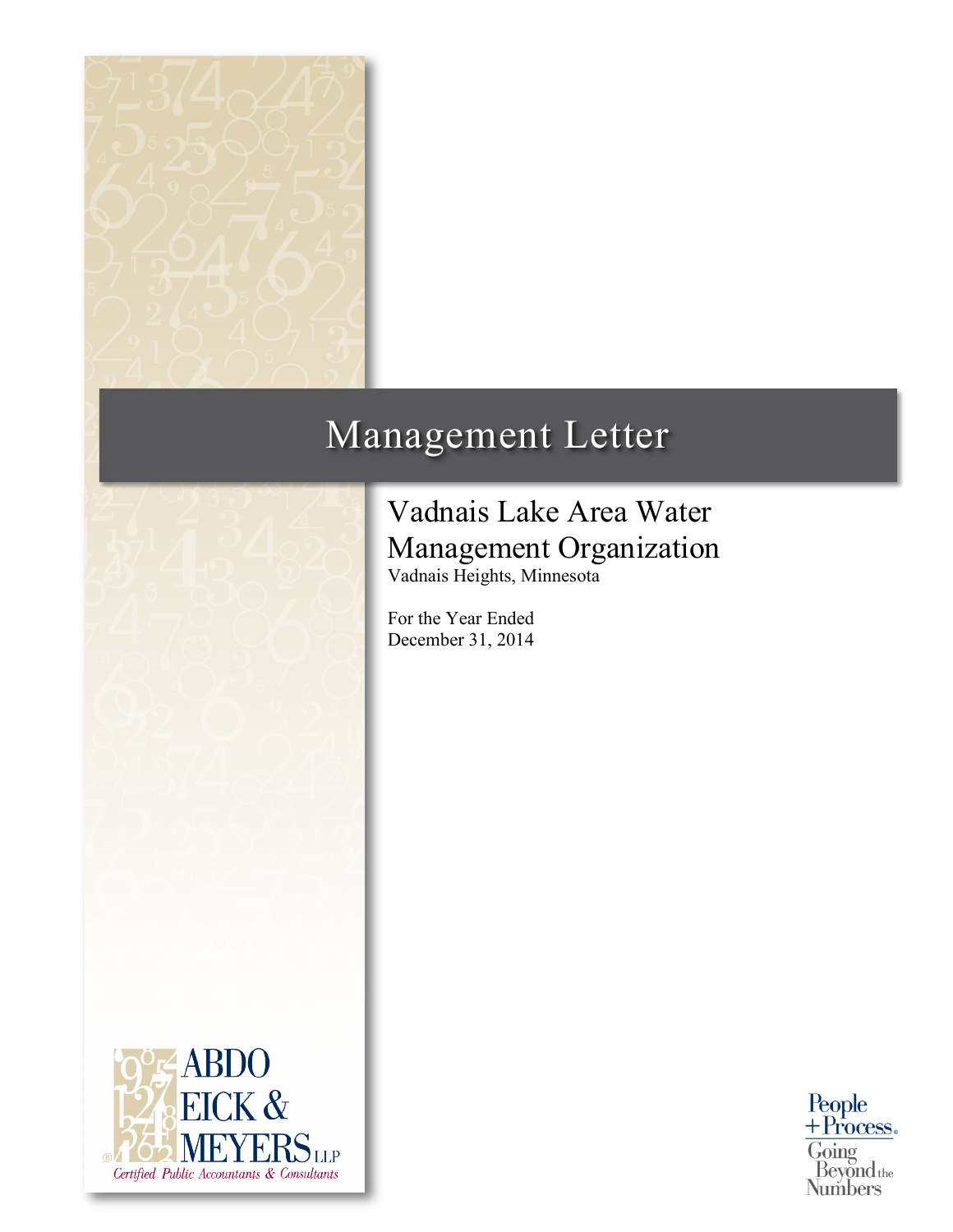# Management Letter

## Vadnais Lake Area Water Management Organization

Vadnais Heights, Minnesota

For the Year Ended
December 31, 2014

ABDO EICK & MEYERS LLP
*Certified Public Accountants & Consultants*

People + Process. Going Beyond the Numbers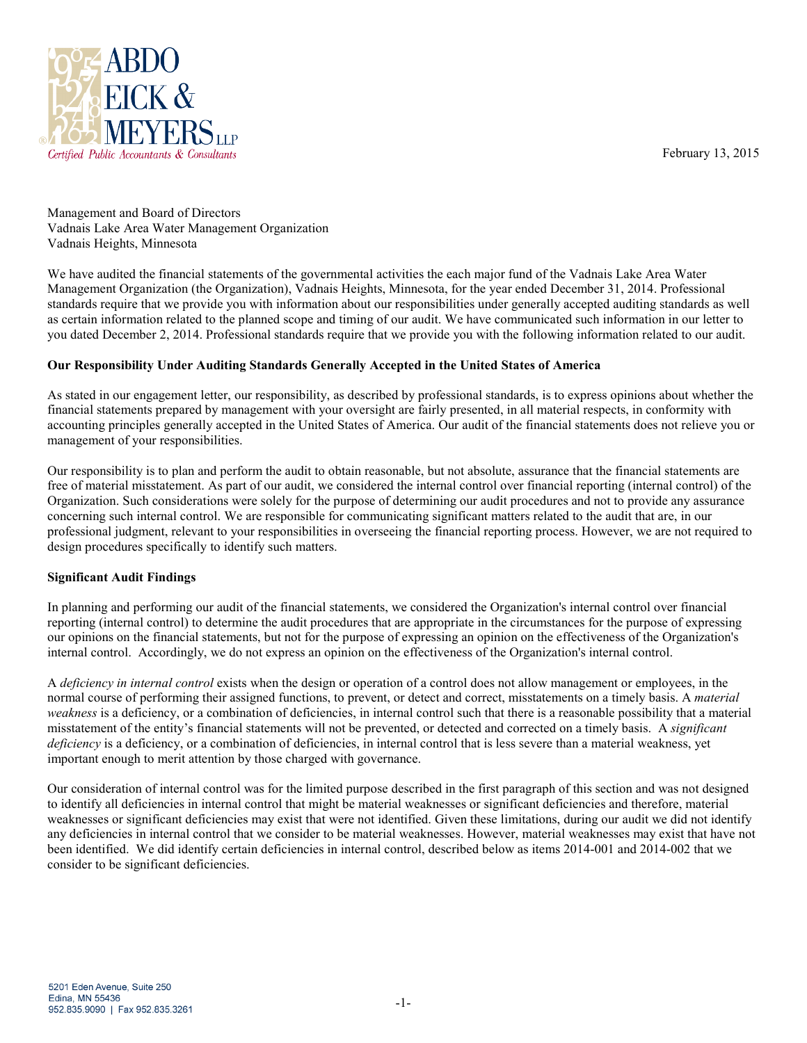ABDO EICK & MEYERS LLP

Certified Public Accountants & Consultants

February 13, 2015

Management and Board of Directors
Vadnais Lake Area Water Management Organization
Vadnais Heights, Minnesota

We have audited the financial statements of the governmental activities the each major fund of the Vadnais Lake Area Water Management Organization (the Organization), Vadnais Heights, Minnesota, for the year ended December 31, 2014. Professional standards require that we provide you with information about our responsibilities under generally accepted auditing standards as well as certain information related to the planned scope and timing of our audit. We have communicated such information in our letter to you dated December 2, 2014. Professional standards require that we provide you with the following information related to our audit.

**Our Responsibility Under Auditing Standards Generally Accepted in the United States of America**

As stated in our engagement letter, our responsibility, as described by professional standards, is to express opinions about whether the financial statements prepared by management with your oversight are fairly presented, in all material respects, in conformity with accounting principles generally accepted in the United States of America. Our audit of the financial statements does not relieve you or management of your responsibilities.

Our responsibility is to plan and perform the audit to obtain reasonable, but not absolute, assurance that the financial statements are free of material misstatement. As part of our audit, we considered the internal control over financial reporting (internal control) of the Organization. Such considerations were solely for the purpose of determining our audit procedures and not to provide any assurance concerning such internal control. We are responsible for communicating significant matters related to the audit that are, in our professional judgment, relevant to your responsibilities in overseeing the financial reporting process. However, we are not required to design procedures specifically to identify such matters.

**Significant Audit Findings**

In planning and performing our audit of the financial statements, we considered the Organization's internal control over financial reporting (internal control) to determine the audit procedures that are appropriate in the circumstances for the purpose of expressing our opinions on the financial statements, but not for the purpose of expressing an opinion on the effectiveness of the Organization's internal control. Accordingly, we do not express an opinion on the effectiveness of the Organization's internal control.

A *deficiency in internal control* exists when the design or operation of a control does not allow management or employees, in the normal course of performing their assigned functions, to prevent, or detect and correct, misstatements on a timely basis. A *material weakness* is a deficiency, or a combination of deficiencies, in internal control such that there is a reasonable possibility that a material misstatement of the entity's financial statements will not be prevented, or detected and corrected on a timely basis. A *significant deficiency* is a deficiency, or a combination of deficiencies, in internal control that is less severe than a material weakness, yet important enough to merit attention by those charged with governance.

Our consideration of internal control was for the limited purpose described in the first paragraph of this section and was not designed to identify all deficiencies in internal control that might be material weaknesses or significant deficiencies and therefore, material weaknesses or significant deficiencies may exist that were not identified. Given these limitations, during our audit we did not identify any deficiencies in internal control that we consider to be material weaknesses. However, material weaknesses may exist that have not been identified. We did identify certain deficiencies in internal control, described below as items 2014-001 and 2014-002 that we consider to be significant deficiencies.

5201 Eden Avenue, Suite 250
Edina, MN 55436
952.835.9090 | Fax 952.835.3261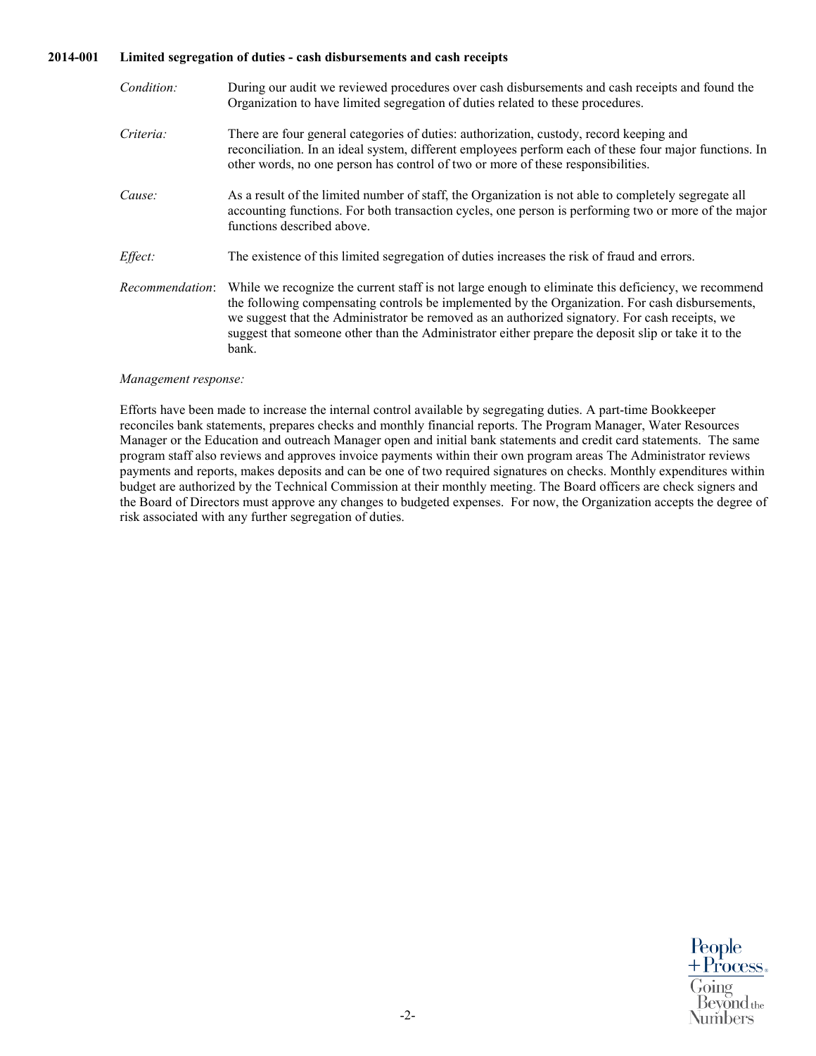**2014-001 Limited segregation of duties - cash disbursements and cash receipts**

*Condition:* During our audit we reviewed procedures over cash disbursements and cash receipts and found the Organization to have limited segregation of duties related to these procedures.

*Criteria:* There are four general categories of duties: authorization, custody, record keeping and reconciliation. In an ideal system, different employees perform each of these four major functions. In other words, no one person has control of two or more of these responsibilities.

*Cause:* As a result of the limited number of staff, the Organization is not able to completely segregate all accounting functions. For both transaction cycles, one person is performing two or more of the major functions described above.

*Effect:* The existence of this limited segregation of duties increases the risk of fraud and errors.

*Recommendation*: While we recognize the current staff is not large enough to eliminate this deficiency, we recommend the following compensating controls be implemented by the Organization. For cash disbursements, we suggest that the Administrator be removed as an authorized signatory. For cash receipts, we suggest that someone other than the Administrator either prepare the deposit slip or take it to the bank.

*Management response:*

Efforts have been made to increase the internal control available by segregating duties. A part-time Bookkeeper reconciles bank statements, prepares checks and monthly financial reports. The Program Manager, Water Resources Manager or the Education and outreach Manager open and initial bank statements and credit card statements. The same program staff also reviews and approves invoice payments within their own program areas The Administrator reviews payments and reports, makes deposits and can be one of two required signatures on checks. Monthly expenditures within budget are authorized by the Technical Commission at their monthly meeting. The Board officers are check signers and the Board of Directors must approve any changes to budgeted expenses. For now, the Organization accepts the degree of risk associated with any further segregation of duties.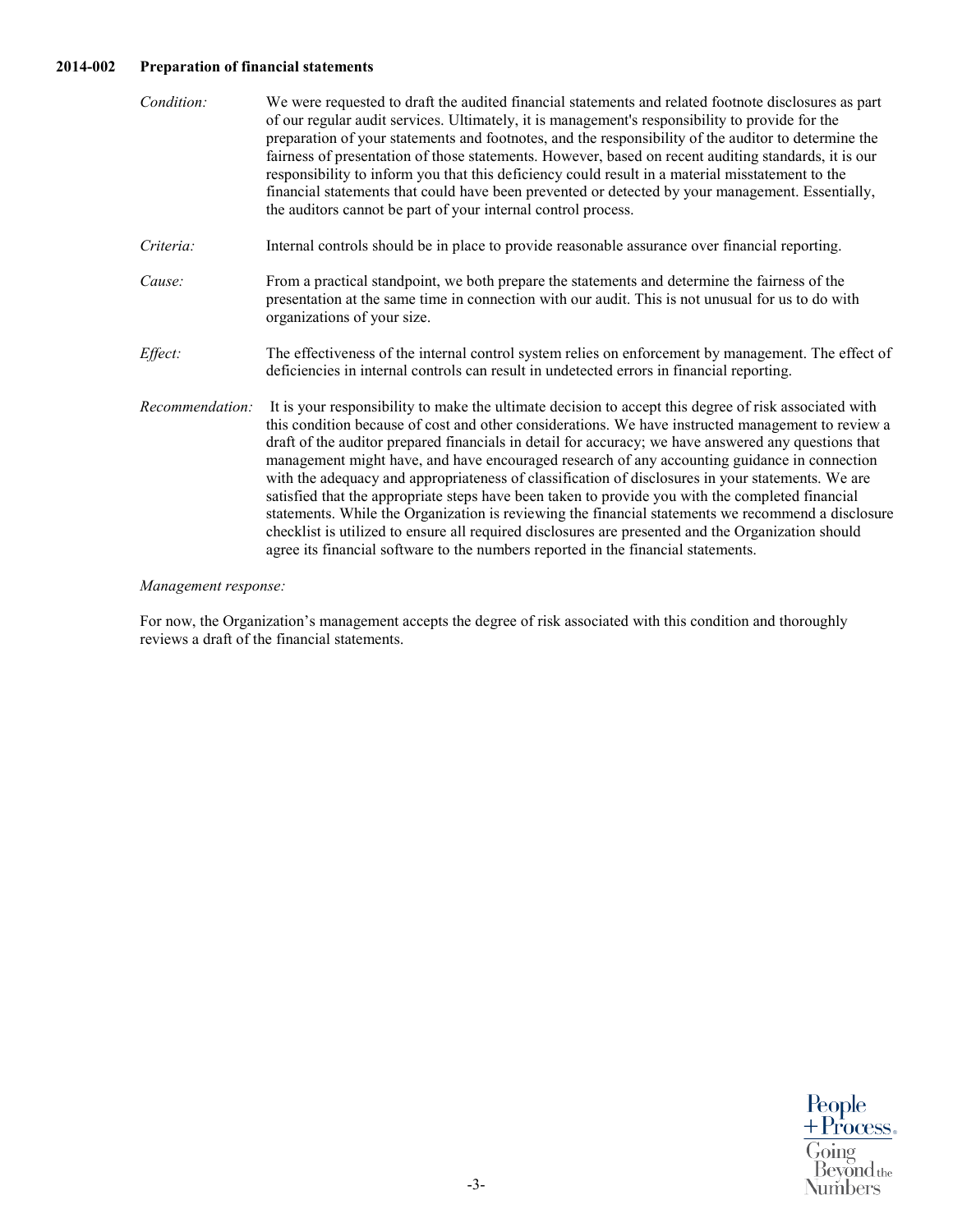**2014-002 Preparation of financial statements**

*Condition:* We were requested to draft the audited financial statements and related footnote disclosures as part of our regular audit services. Ultimately, it is management's responsibility to provide for the preparation of your statements and footnotes, and the responsibility of the auditor to determine the fairness of presentation of those statements. However, based on recent auditing standards, it is our responsibility to inform you that this deficiency could result in a material misstatement to the financial statements that could have been prevented or detected by your management. Essentially, the auditors cannot be part of your internal control process.

*Criteria:* Internal controls should be in place to provide reasonable assurance over financial reporting.

*Cause:* From a practical standpoint, we both prepare the statements and determine the fairness of the presentation at the same time in connection with our audit. This is not unusual for us to do with organizations of your size.

*Effect:* The effectiveness of the internal control system relies on enforcement by management. The effect of deficiencies in internal controls can result in undetected errors in financial reporting.

*Recommendation:* It is your responsibility to make the ultimate decision to accept this degree of risk associated with this condition because of cost and other considerations. We have instructed management to review a draft of the auditor prepared financials in detail for accuracy; we have answered any questions that management might have, and have encouraged research of any accounting guidance in connection with the adequacy and appropriateness of classification of disclosures in your statements. We are satisfied that the appropriate steps have been taken to provide you with the completed financial statements. While the Organization is reviewing the financial statements we recommend a disclosure checklist is utilized to ensure all required disclosures are presented and the Organization should agree its financial software to the numbers reported in the financial statements.

*Management response:*

For now, the Organization's management accepts the degree of risk associated with this condition and thoroughly reviews a draft of the financial statements.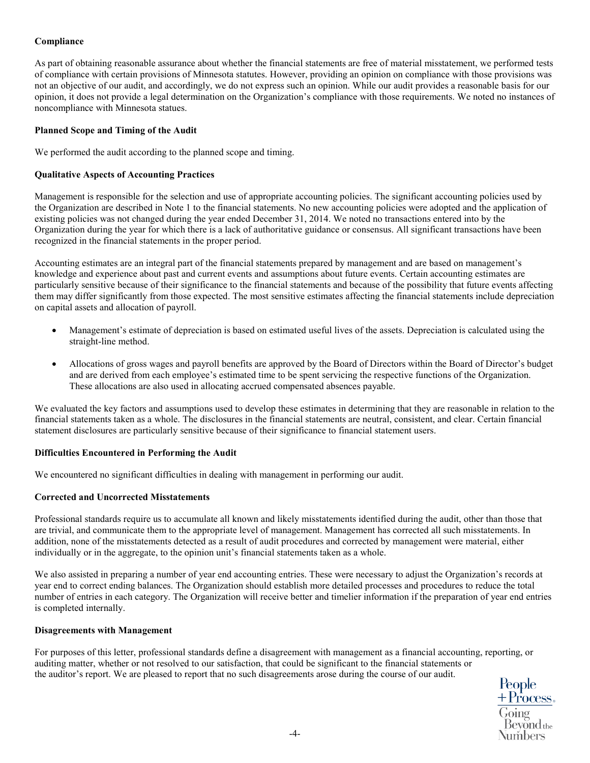**Compliance**

As part of obtaining reasonable assurance about whether the financial statements are free of material misstatement, we performed tests of compliance with certain provisions of Minnesota statutes. However, providing an opinion on compliance with those provisions was not an objective of our audit, and accordingly, we do not express such an opinion. While our audit provides a reasonable basis for our opinion, it does not provide a legal determination on the Organization's compliance with those requirements. We noted no instances of noncompliance with Minnesota statues.

**Planned Scope and Timing of the Audit**

We performed the audit according to the planned scope and timing.

**Qualitative Aspects of Accounting Practices**

Management is responsible for the selection and use of appropriate accounting policies. The significant accounting policies used by the Organization are described in Note 1 to the financial statements. No new accounting policies were adopted and the application of existing policies was not changed during the year ended December 31, 2014. We noted no transactions entered into by the Organization during the year for which there is a lack of authoritative guidance or consensus. All significant transactions have been recognized in the financial statements in the proper period.

Accounting estimates are an integral part of the financial statements prepared by management and are based on management's knowledge and experience about past and current events and assumptions about future events. Certain accounting estimates are particularly sensitive because of their significance to the financial statements and because of the possibility that future events affecting them may differ significantly from those expected. The most sensitive estimates affecting the financial statements include depreciation on capital assets and allocation of payroll.

- Management's estimate of depreciation is based on estimated useful lives of the assets. Depreciation is calculated using the straight-line method.
- Allocations of gross wages and payroll benefits are approved by the Board of Directors within the Board of Director's budget and are derived from each employee's estimated time to be spent servicing the respective functions of the Organization. These allocations are also used in allocating accrued compensated absences payable.

We evaluated the key factors and assumptions used to develop these estimates in determining that they are reasonable in relation to the financial statements taken as a whole. The disclosures in the financial statements are neutral, consistent, and clear. Certain financial statement disclosures are particularly sensitive because of their significance to financial statement users.

**Difficulties Encountered in Performing the Audit**

We encountered no significant difficulties in dealing with management in performing our audit.

**Corrected and Uncorrected Misstatements**

Professional standards require us to accumulate all known and likely misstatements identified during the audit, other than those that are trivial, and communicate them to the appropriate level of management. Management has corrected all such misstatements. In addition, none of the misstatements detected as a result of audit procedures and corrected by management were material, either individually or in the aggregate, to the opinion unit's financial statements taken as a whole.

We also assisted in preparing a number of year end accounting entries. These were necessary to adjust the Organization's records at year end to correct ending balances. The Organization should establish more detailed processes and procedures to reduce the total number of entries in each category. The Organization will receive better and timelier information if the preparation of year end entries is completed internally.

**Disagreements with Management**

For purposes of this letter, professional standards define a disagreement with management as a financial accounting, reporting, or auditing matter, whether or not resolved to our satisfaction, that could be significant to the financial statements or the auditor's report. We are pleased to report that no such disagreements arose during the course of our audit.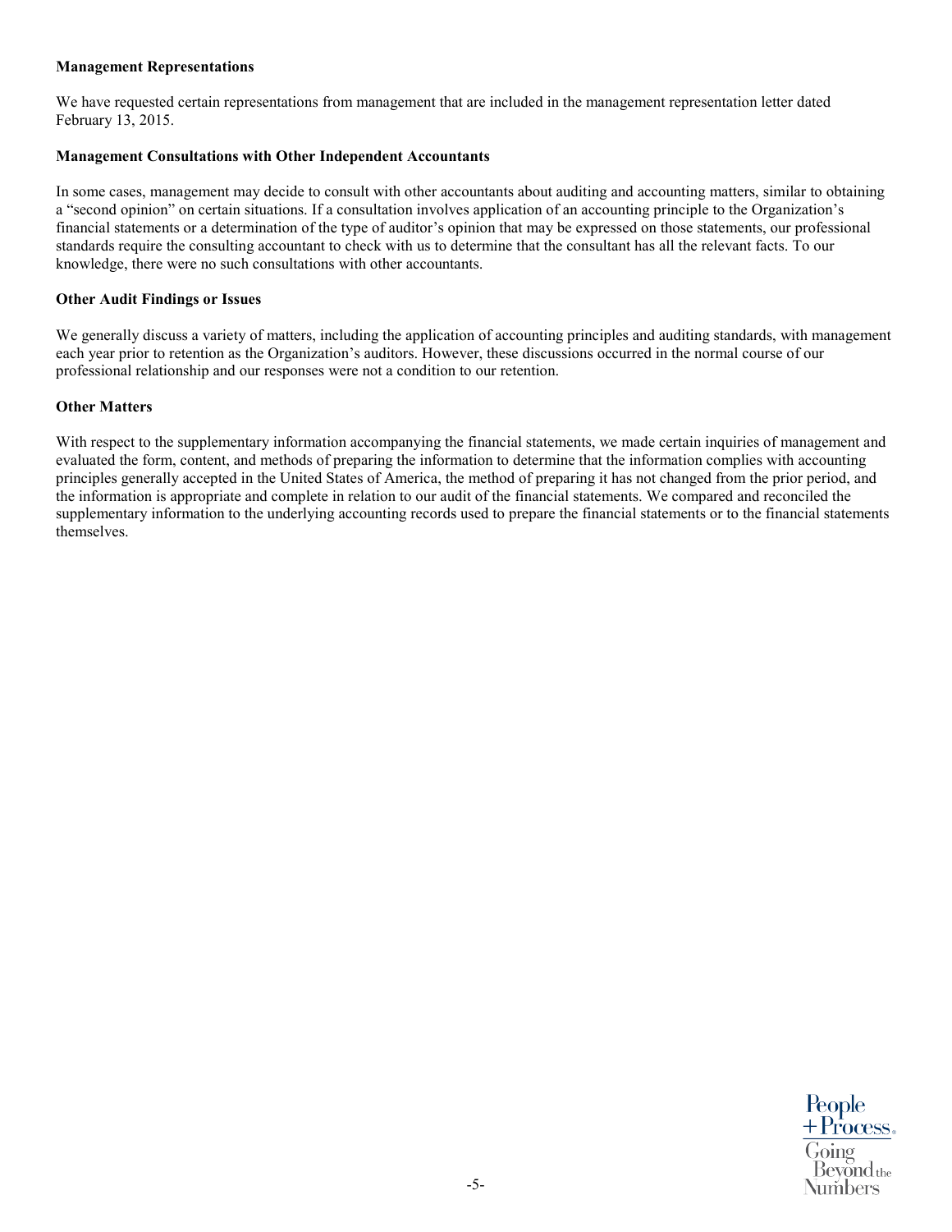**Management Representations**

We have requested certain representations from management that are included in the management representation letter dated February 13, 2015.

**Management Consultations with Other Independent Accountants**

In some cases, management may decide to consult with other accountants about auditing and accounting matters, similar to obtaining a “second opinion” on certain situations. If a consultation involves application of an accounting principle to the Organization’s financial statements or a determination of the type of auditor’s opinion that may be expressed on those statements, our professional standards require the consulting accountant to check with us to determine that the consultant has all the relevant facts. To our knowledge, there were no such consultations with other accountants.

**Other Audit Findings or Issues**

We generally discuss a variety of matters, including the application of accounting principles and auditing standards, with management each year prior to retention as the Organization’s auditors. However, these discussions occurred in the normal course of our professional relationship and our responses were not a condition to our retention.

**Other Matters**

With respect to the supplementary information accompanying the financial statements, we made certain inquiries of management and evaluated the form, content, and methods of preparing the information to determine that the information complies with accounting principles generally accepted in the United States of America, the method of preparing it has not changed from the prior period, and the information is appropriate and complete in relation to our audit of the financial statements. We compared and reconciled the supplementary information to the underlying accounting records used to prepare the financial statements or to the financial statements themselves.

People + Process® Going Beyond the Numbers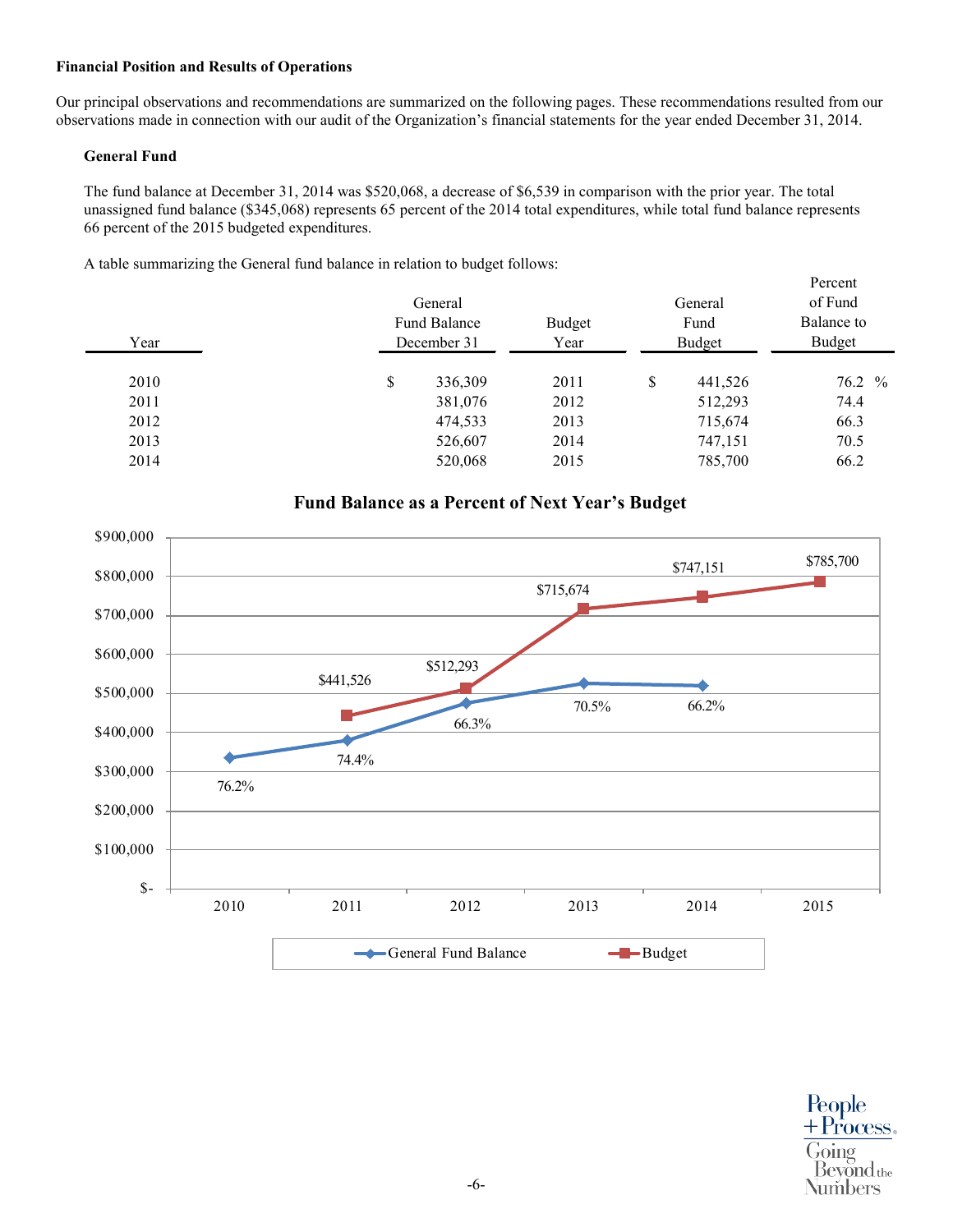**Financial Position and Results of Operations**

Our principal observations and recommendations are summarized on the following pages. These recommendations resulted from our observations made in connection with our audit of the Organization's financial statements for the year ended December 31, 2014.

**General Fund**

The fund balance at December 31, 2014 was $520,068, a decrease of $6,539 in comparison with the prior year. The total unassigned fund balance ($345,068) represents 65 percent of the 2014 total expenditures, while total fund balance represents 66 percent of the 2015 budgeted expenditures.

A table summarizing the General fund balance in relation to budget follows:

| Year | General Fund Balance December 31 | Budget Year | General Fund Budget | Percent of Fund Balance to Budget |
|---|---|---|---|---|
| 2010 | $ 336,309 | 2011 | $ 441,526 | 76.2 % |
| 2011 | 381,076 | 2012 | 512,293 | 74.4 |
| 2012 | 474,533 | 2013 | 715,674 | 66.3 |
| 2013 | 526,607 | 2014 | 747,151 | 70.5 |
| 2014 | 520,068 | 2015 | 785,700 | 66.2 |

**Fund Balance as a Percent of Next Year's Budget**

| Year | General Fund Balance | Budget | Percent |
|---|---|---|---|
| 2010 | | | 76.2% |
| 2011 | | $441,526 | 74.4% |
| 2012 | | $512,293 | 66.3% |
| 2013 | | $715,674 | 70.5% |
| 2014 | | $747,151 | 66.2% |
| 2015 | | $785,700 | |

General Fund Balance — Budget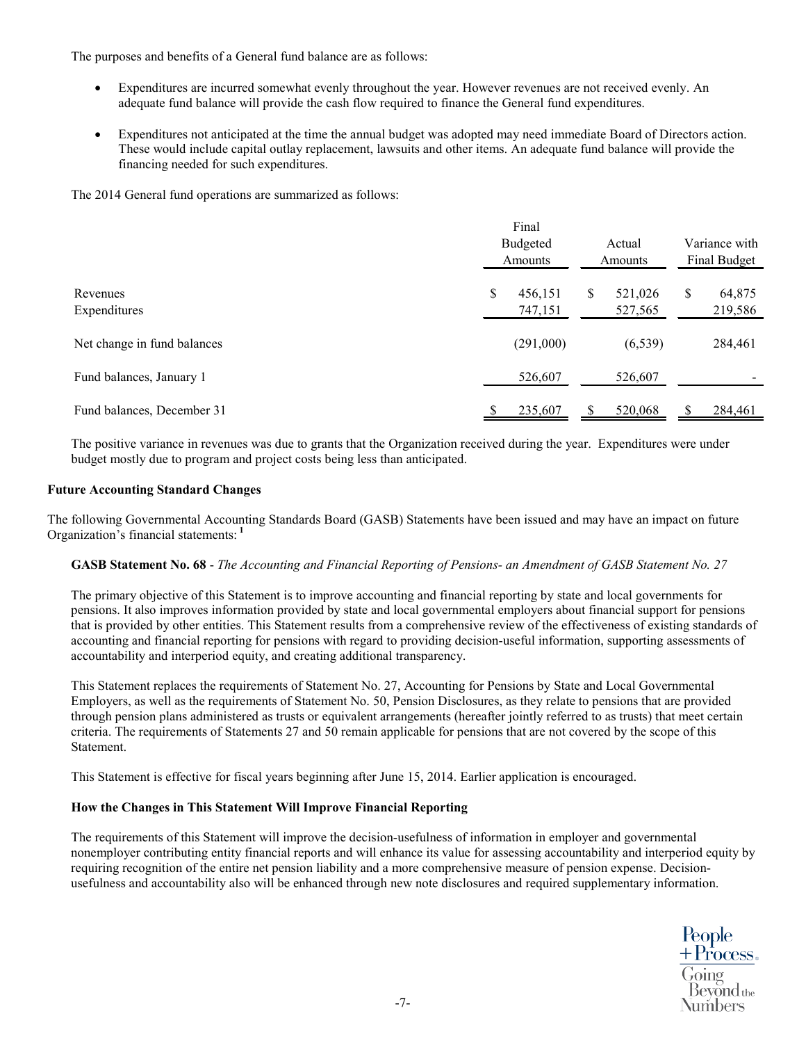The purposes and benefits of a General fund balance are as follows:

- Expenditures are incurred somewhat evenly throughout the year. However revenues are not received evenly. An adequate fund balance will provide the cash flow required to finance the General fund expenditures.
- Expenditures not anticipated at the time the annual budget was adopted may need immediate Board of Directors action. These would include capital outlay replacement, lawsuits and other items. An adequate fund balance will provide the financing needed for such expenditures.

The 2014 General fund operations are summarized as follows:

| | Final Budgeted Amounts | Actual Amounts | Variance with Final Budget |
|---|---|---|---|
| Revenues | $ 456,151 | $ 521,026 | $ 64,875 |
| Expenditures | 747,151 | 527,565 | 219,586 |
| Net change in fund balances | (291,000) | (6,539) | 284,461 |
| Fund balances, January 1 | 526,607 | 526,607 | - |
| Fund balances, December 31 | $ 235,607 | $ 520,068 | $ 284,461 |

The positive variance in revenues was due to grants that the Organization received during the year. Expenditures were under budget mostly due to program and project costs being less than anticipated.

### Future Accounting Standard Changes

The following Governmental Accounting Standards Board (GASB) Statements have been issued and may have an impact on future Organization's financial statements: [1]

**GASB Statement No. 68** - *The Accounting and Financial Reporting of Pensions- an Amendment of GASB Statement No. 27*

The primary objective of this Statement is to improve accounting and financial reporting by state and local governments for pensions. It also improves information provided by state and local governmental employers about financial support for pensions that is provided by other entities. This Statement results from a comprehensive review of the effectiveness of existing standards of accounting and financial reporting for pensions with regard to providing decision-useful information, supporting assessments of accountability and interperiod equity, and creating additional transparency.

This Statement replaces the requirements of Statement No. 27, Accounting for Pensions by State and Local Governmental Employers, as well as the requirements of Statement No. 50, Pension Disclosures, as they relate to pensions that are provided through pension plans administered as trusts or equivalent arrangements (hereafter jointly referred to as trusts) that meet certain criteria. The requirements of Statements 27 and 50 remain applicable for pensions that are not covered by the scope of this Statement.

This Statement is effective for fiscal years beginning after June 15, 2014. Earlier application is encouraged.

**How the Changes in This Statement Will Improve Financial Reporting**

The requirements of this Statement will improve the decision-usefulness of information in employer and governmental nonemployer contributing entity financial reports and will enhance its value for assessing accountability and interperiod equity by requiring recognition of the entire net pension liability and a more comprehensive measure of pension expense. Decision-usefulness and accountability also will be enhanced through new note disclosures and required supplementary information.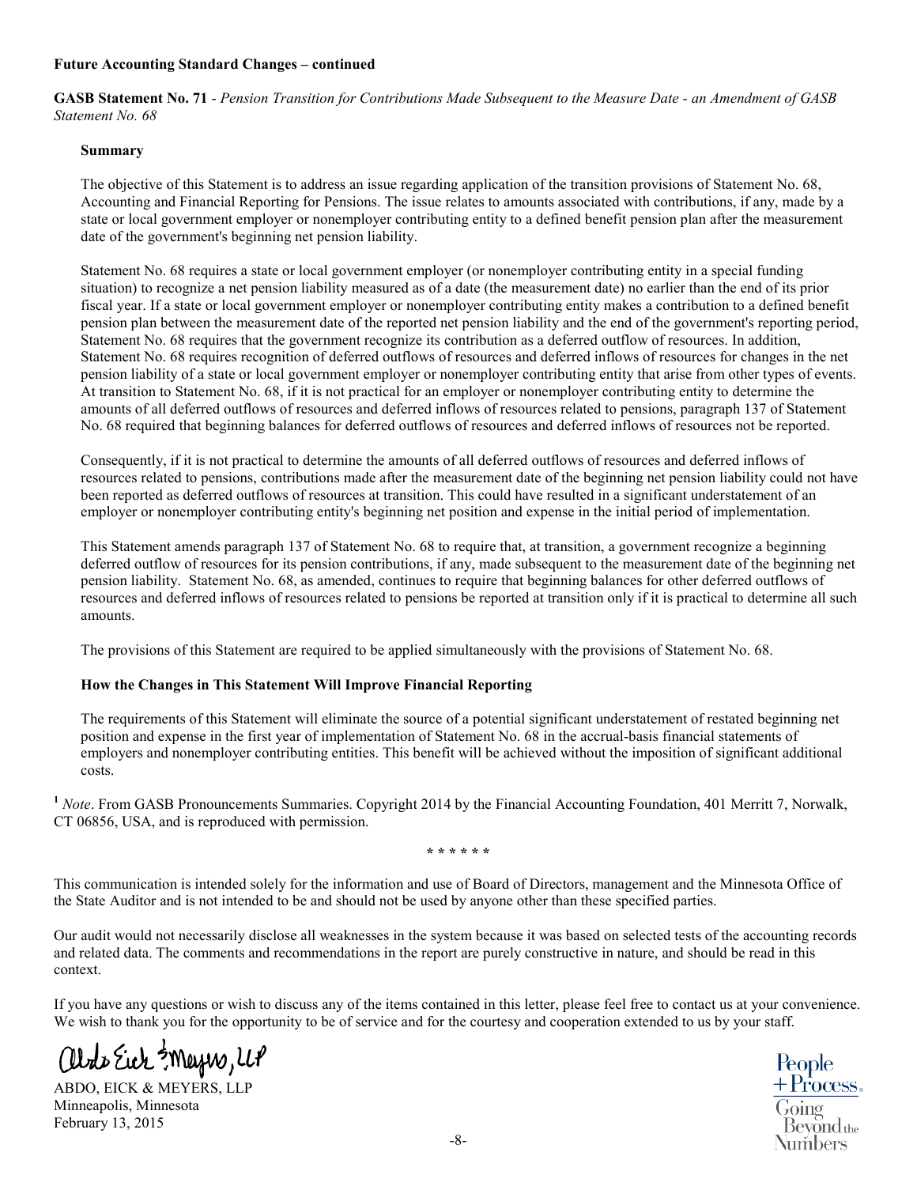**Future Accounting Standard Changes – continued**

**GASB Statement No. 71** - *Pension Transition for Contributions Made Subsequent to the Measure Date - an Amendment of GASB Statement No. 68*

**Summary**

The objective of this Statement is to address an issue regarding application of the transition provisions of Statement No. 68, Accounting and Financial Reporting for Pensions. The issue relates to amounts associated with contributions, if any, made by a state or local government employer or nonemployer contributing entity to a defined benefit pension plan after the measurement date of the government's beginning net pension liability.

Statement No. 68 requires a state or local government employer (or nonemployer contributing entity in a special funding situation) to recognize a net pension liability measured as of a date (the measurement date) no earlier than the end of its prior fiscal year. If a state or local government employer or nonemployer contributing entity makes a contribution to a defined benefit pension plan between the measurement date of the reported net pension liability and the end of the government's reporting period, Statement No. 68 requires that the government recognize its contribution as a deferred outflow of resources. In addition, Statement No. 68 requires recognition of deferred outflows of resources and deferred inflows of resources for changes in the net pension liability of a state or local government employer or nonemployer contributing entity that arise from other types of events. At transition to Statement No. 68, if it is not practical for an employer or nonemployer contributing entity to determine the amounts of all deferred outflows of resources and deferred inflows of resources related to pensions, paragraph 137 of Statement No. 68 required that beginning balances for deferred outflows of resources and deferred inflows of resources not be reported.

Consequently, if it is not practical to determine the amounts of all deferred outflows of resources and deferred inflows of resources related to pensions, contributions made after the measurement date of the beginning net pension liability could not have been reported as deferred outflows of resources at transition. This could have resulted in a significant understatement of an employer or nonemployer contributing entity's beginning net position and expense in the initial period of implementation.

This Statement amends paragraph 137 of Statement No. 68 to require that, at transition, a government recognize a beginning deferred outflow of resources for its pension contributions, if any, made subsequent to the measurement date of the beginning net pension liability. Statement No. 68, as amended, continues to require that beginning balances for other deferred outflows of resources and deferred inflows of resources related to pensions be reported at transition only if it is practical to determine all such amounts.

The provisions of this Statement are required to be applied simultaneously with the provisions of Statement No. 68.

**How the Changes in This Statement Will Improve Financial Reporting**

The requirements of this Statement will eliminate the source of a potential significant understatement of restated beginning net position and expense in the first year of implementation of Statement No. 68 in the accrual-basis financial statements of employers and nonemployer contributing entities. This benefit will be achieved without the imposition of significant additional costs.

[1] *Note*. From GASB Pronouncements Summaries. Copyright 2014 by the Financial Accounting Foundation, 401 Merritt 7, Norwalk, CT 06856, USA, and is reproduced with permission.

\* \* \* \* \* \*

This communication is intended solely for the information and use of Board of Directors, management and the Minnesota Office of the State Auditor and is not intended to be and should not be used by anyone other than these specified parties.

Our audit would not necessarily disclose all weaknesses in the system because it was based on selected tests of the accounting records and related data. The comments and recommendations in the report are purely constructive in nature, and should be read in this context.

If you have any questions or wish to discuss any of the items contained in this letter, please feel free to contact us at your convenience. We wish to thank you for the opportunity to be of service and for the courtesy and cooperation extended to us by your staff.

Abdo Eick & Meyers, LLP

ABDO, EICK & MEYERS, LLP
Minneapolis, Minnesota
February 13, 2015

People + Process. Going Beyond the Numbers